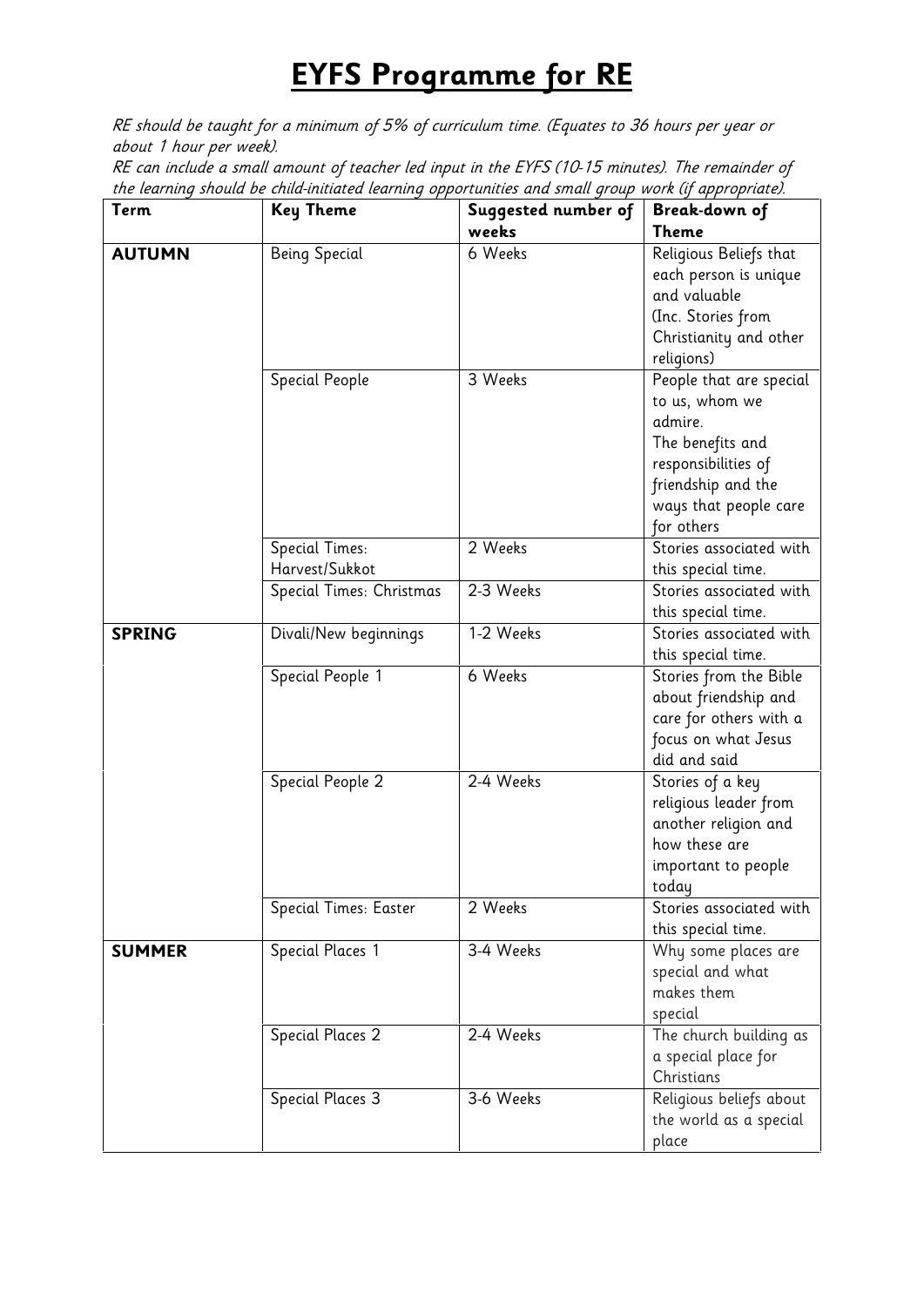# EYFS Programme for RE

*RE should be taught for a minimum of 5% of curriculum time. (Equates to 36 hours per year or about 1 hour per week).*

*RE can include a small amount of teacher led input in the EYFS (10-15 minutes). The remainder of the learning should be child-initiated learning opportunities and small group work (if appropriate).*

| Term | Key Theme | Suggested number of weeks | Break-down of Theme |
|---|---|---|---|
| **AUTUMN** | Being Special | 6 Weeks | Religious Beliefs that each person is unique and valuable (Inc. Stories from Christianity and other religions) |
| | Special People | 3 Weeks | People that are special to us, whom we admire. The benefits and responsibilities of friendship and the ways that people care for others |
| | Special Times: Harvest/Sukkot | 2 Weeks | Stories associated with this special time. |
| | Special Times: Christmas | 2-3 Weeks | Stories associated with this special time. |
| **SPRING** | Divali/New beginnings | 1-2 Weeks | Stories associated with this special time. |
| | Special People 1 | 6 Weeks | Stories from the Bible about friendship and care for others with a focus on what Jesus did and said |
| | Special People 2 | 2-4 Weeks | Stories of a key religious leader from another religion and how these are important to people today |
| | Special Times: Easter | 2 Weeks | Stories associated with this special time. |
| **SUMMER** | Special Places 1 | 3-4 Weeks | Why some places are special and what makes them special |
| | Special Places 2 | 2-4 Weeks | The church building as a special place for Christians |
| | Special Places 3 | 3-6 Weeks | Religious beliefs about the world as a special place |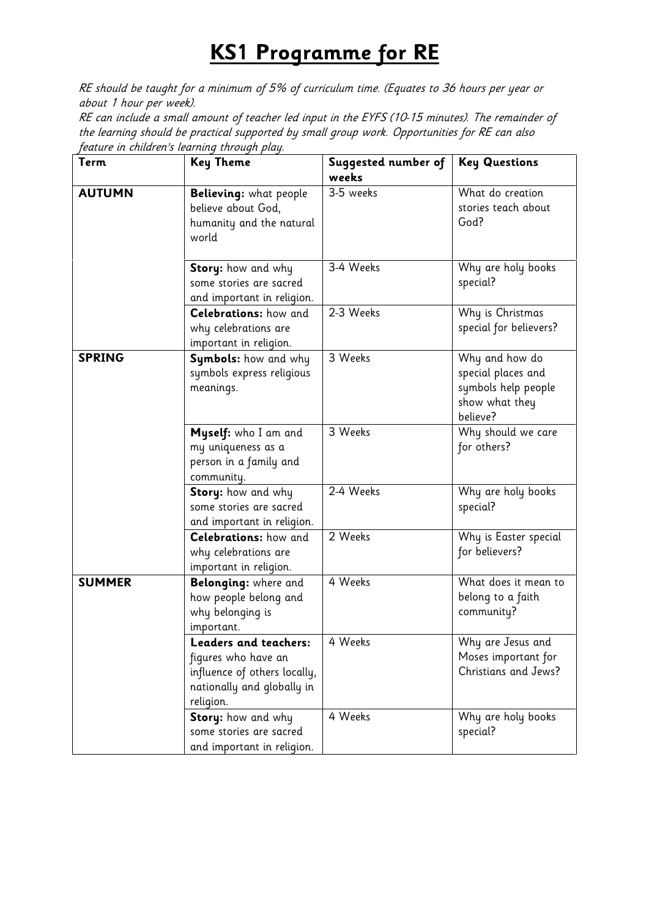# KS1 Programme for RE

*RE should be taught for a minimum of 5% of curriculum time. (Equates to 36 hours per year or about 1 hour per week).*
*RE can include a small amount of teacher led input in the EYFS (10-15 minutes). The remainder of the learning should be practical supported by small group work. Opportunities for RE can also feature in children's learning through play.*

| Term | Key Theme | Suggested number of weeks | Key Questions |
|---|---|---|---|
| **AUTUMN** | **Believing:** what people believe about God, humanity and the natural world | 3-5 weeks | What do creation stories teach about God? |
| | **Story:** how and why some stories are sacred and important in religion. | 3-4 Weeks | Why are holy books special? |
| | **Celebrations:** how and why celebrations are important in religion. | 2-3 Weeks | Why is Christmas special for believers? |
| **SPRING** | **Symbols:** how and why symbols express religious meanings. | 3 Weeks | Why and how do special places and symbols help people show what they believe? |
| | **Myself:** who I am and my uniqueness as a person in a family and community. | 3 Weeks | Why should we care for others? |
| | **Story:** how and why some stories are sacred and important in religion. | 2-4 Weeks | Why are holy books special? |
| | **Celebrations:** how and why celebrations are important in religion. | 2 Weeks | Why is Easter special for believers? |
| **SUMMER** | **Belonging:** where and how people belong and why belonging is important. | 4 Weeks | What does it mean to belong to a faith community? |
| | **Leaders and teachers:** figures who have an influence of others locally, nationally and globally in religion. | 4 Weeks | Why are Jesus and Moses important for Christians and Jews? |
| | **Story:** how and why some stories are sacred and important in religion. | 4 Weeks | Why are holy books special? |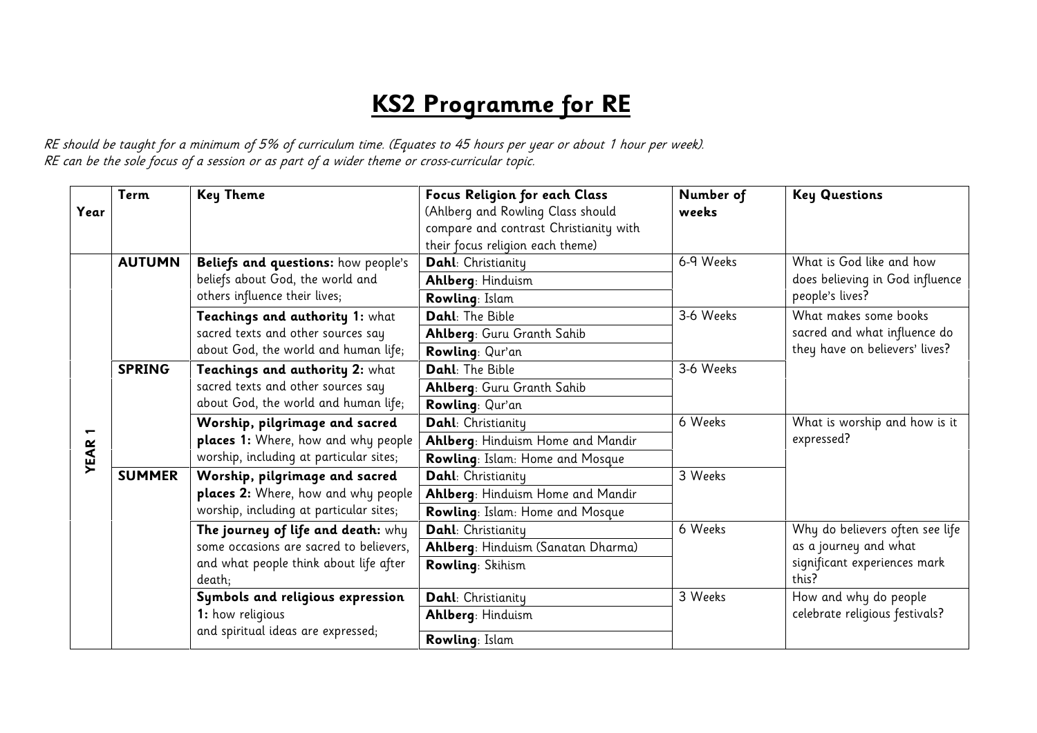# **KS2 Programme for RE**

*RE should be taught for a minimum of 5% of curriculum time. (Equates to 45 hours per year or about 1 hour per week).*
*RE can be the sole focus of a session or as part of a wider theme or cross-curricular topic.*

| Year | Term | Key Theme | Focus Religion for each Class (Ahlberg and Rowling Class should compare and contrast Christianity with their focus religion each theme) | Number of weeks | Key Questions |
|---|---|---|---|---|---|
| YEAR 1 | AUTUMN | **Beliefs and questions:** how people's beliefs about God, the world and others influence their lives; | **Dahl**: Christianity | 6-9 Weeks | What is God like and how does believing in God influence people's lives? |
| | | | **Ahlberg**: Hinduism | | |
| | | | **Rowling**: Islam | | |
| | | **Teachings and authority 1:** what sacred texts and other sources say about God, the world and human life; | **Dahl**: The Bible | 3-6 Weeks | What makes some books sacred and what influence do they have on believers' lives? |
| | | | **Ahlberg**: Guru Granth Sahib | | |
| | | | **Rowling**: Qur'an | | |
| | SPRING | **Teachings and authority 2:** what sacred texts and other sources say about God, the world and human life; | **Dahl**: The Bible | 3-6 Weeks | |
| | | | **Ahlberg**: Guru Granth Sahib | | |
| | | | **Rowling**: Qur'an | | |
| | | **Worship, pilgrimage and sacred places 1:** Where, how and why people worship, including at particular sites; | **Dahl**: Christianity | 6 Weeks | What is worship and how is it expressed? |
| | | | **Ahlberg**: Hinduism Home and Mandir | | |
| | | | **Rowling**: Islam: Home and Mosque | | |
| | SUMMER | **Worship, pilgrimage and sacred places 2:** Where, how and why people worship, including at particular sites; | **Dahl**: Christianity | 3 Weeks | |
| | | | **Ahlberg**: Hinduism Home and Mandir | | |
| | | | **Rowling**: Islam: Home and Mosque | | |
| | | **The journey of life and death:** why some occasions are sacred to believers, and what people think about life after death; | **Dahl**: Christianity | 6 Weeks | Why do believers often see life as a journey and what significant experiences mark this? |
| | | | **Ahlberg**: Hinduism (Sanatan Dharma) | | |
| | | | **Rowling**: Skihism | | |
| | | **Symbols and religious expression 1:** how religious and spiritual ideas are expressed; | **Dahl**: Christianity | 3 Weeks | How and why do people celebrate religious festivals? |
| | | | **Ahlberg**: Hinduism | | |
| | | | **Rowling**: Islam | | |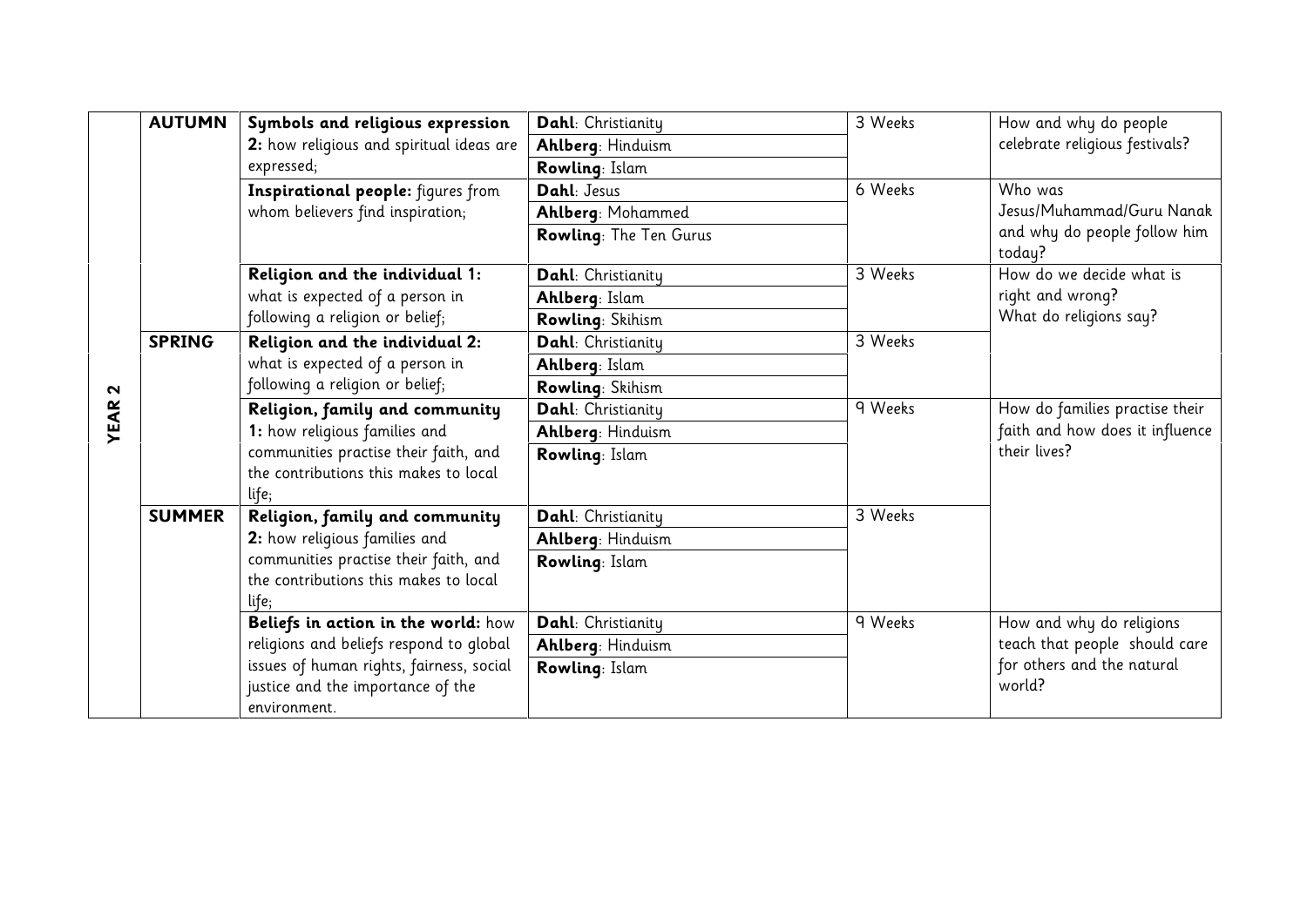| | | | | | |
|---|---|---|---|---|---|
| **YEAR 2** | **AUTUMN** | **Symbols and religious expression 2:** how religious and spiritual ideas are expressed; | **Dahl**: Christianity<br>**Ahlberg**: Hinduism<br>**Rowling**: Islam | 3 Weeks | How and why do people celebrate religious festivals? |
| | | **Inspirational people:** figures from whom believers find inspiration; | **Dahl**: Jesus<br>**Ahlberg**: Mohammed<br>**Rowling**: The Ten Gurus | 6 Weeks | Who was Jesus/Muhammad/Guru Nanak and why do people follow him today? |
| | | **Religion and the individual 1:** what is expected of a person in following a religion or belief; | **Dahl**: Christianity<br>**Ahlberg**: Islam<br>**Rowling**: Skihism | 3 Weeks | How do we decide what is right and wrong?<br>What do religions say? |
| | **SPRING** | **Religion and the individual 2:** what is expected of a person in following a religion or belief; | **Dahl**: Christianity<br>**Ahlberg**: Islam<br>**Rowling**: Skihism | 3 Weeks | |
| | | **Religion, family and community 1:** how religious families and communities practise their faith, and the contributions this makes to local life; | **Dahl**: Christianity<br>**Ahlberg**: Hinduism<br>**Rowling**: Islam | 9 Weeks | How do families practise their faith and how does it influence their lives? |
| | **SUMMER** | **Religion, family and community 2:** how religious families and communities practise their faith, and the contributions this makes to local life; | **Dahl**: Christianity<br>**Ahlberg**: Hinduism<br>**Rowling**: Islam | 3 Weeks | |
| | | **Beliefs in action in the world:** how religions and beliefs respond to global issues of human rights, fairness, social justice and the importance of the environment. | **Dahl**: Christianity<br>**Ahlberg**: Hinduism<br>**Rowling**: Islam | 9 Weeks | How and why do religions teach that people should care for others and the natural world? |